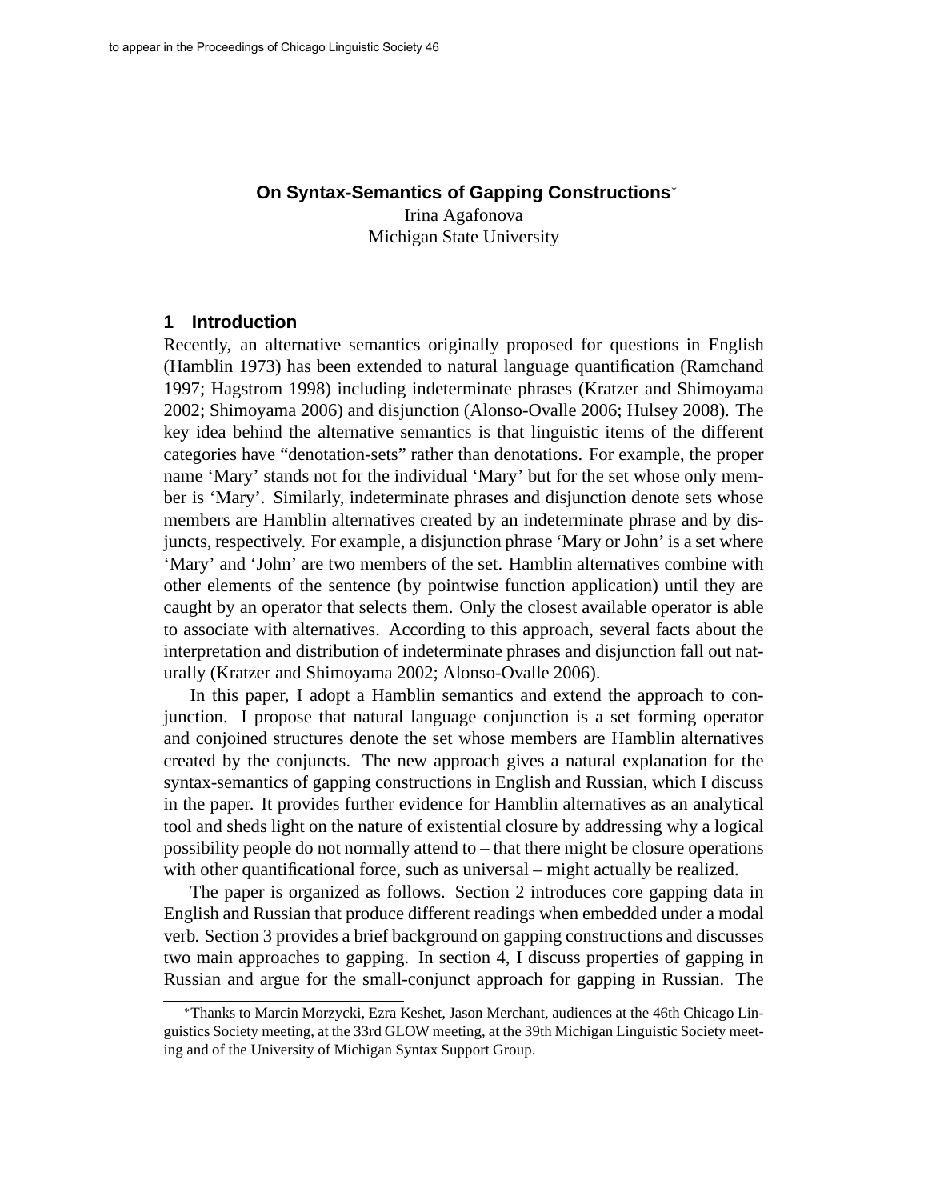# On Syntax-Semantics of Gapping Constructions*

Irina Agafonova
Michigan State University

## 1 Introduction

Recently, an alternative semantics originally proposed for questions in English (Hamblin 1973) has been extended to natural language quantification (Ramchand 1997; Hagstrom 1998) including indeterminate phrases (Kratzer and Shimoyama 2002; Shimoyama 2006) and disjunction (Alonso-Ovalle 2006; Hulsey 2008). The key idea behind the alternative semantics is that linguistic items of the different categories have "denotation-sets" rather than denotations. For example, the proper name 'Mary' stands not for the individual 'Mary' but for the set whose only member is 'Mary'. Similarly, indeterminate phrases and disjunction denote sets whose members are Hamblin alternatives created by an indeterminate phrase and by disjuncts, respectively. For example, a disjunction phrase 'Mary or John' is a set where 'Mary' and 'John' are two members of the set. Hamblin alternatives combine with other elements of the sentence (by pointwise function application) until they are caught by an operator that selects them. Only the closest available operator is able to associate with alternatives. According to this approach, several facts about the interpretation and distribution of indeterminate phrases and disjunction fall out naturally (Kratzer and Shimoyama 2002; Alonso-Ovalle 2006).

In this paper, I adopt a Hamblin semantics and extend the approach to conjunction. I propose that natural language conjunction is a set forming operator and conjoined structures denote the set whose members are Hamblin alternatives created by the conjuncts. The new approach gives a natural explanation for the syntax-semantics of gapping constructions in English and Russian, which I discuss in the paper. It provides further evidence for Hamblin alternatives as an analytical tool and sheds light on the nature of existential closure by addressing why a logical possibility people do not normally attend to – that there might be closure operations with other quantificational force, such as universal – might actually be realized.

The paper is organized as follows. Section 2 introduces core gapping data in English and Russian that produce different readings when embedded under a modal verb. Section 3 provides a brief background on gapping constructions and discusses two main approaches to gapping. In section 4, I discuss properties of gapping in Russian and argue for the small-conjunct approach for gapping in Russian. The

---

*Thanks to Marcin Morzycki, Ezra Keshet, Jason Merchant, audiences at the 46th Chicago Linguistics Society meeting, at the 33rd GLOW meeting, at the 39th Michigan Linguistic Society meeting and of the University of Michigan Syntax Support Group.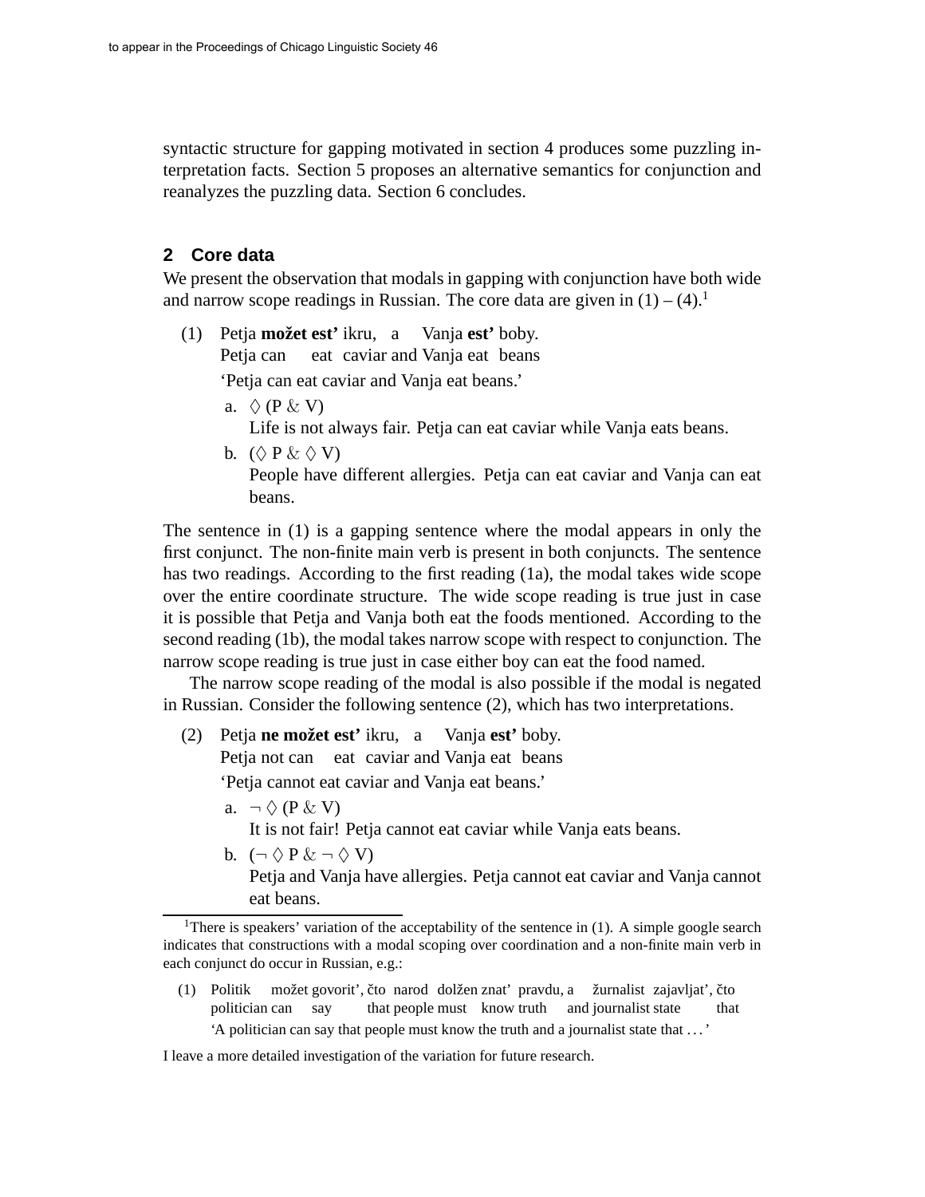syntactic structure for gapping motivated in section 4 produces some puzzling interpretation facts. Section 5 proposes an alternative semantics for conjunction and reanalyzes the puzzling data. Section 6 concludes.

## 2 Core data

We present the observation that modals in gapping with conjunction have both wide and narrow scope readings in Russian. The core data are given in (1) – (4).[1]

(1) Petja **možet est'** ikru, a Vanja **est'** boby.
Petja can eat caviar and Vanja eat beans
'Petja can eat caviar and Vanja eat beans.'

a. $\Diamond$ (P & V)
Life is not always fair. Petja can eat caviar while Vanja eats beans.

b. ($\Diamond$ P & $\Diamond$ V)
People have different allergies. Petja can eat caviar and Vanja can eat beans.

The sentence in (1) is a gapping sentence where the modal appears in only the first conjunct. The non-finite main verb is present in both conjuncts. The sentence has two readings. According to the first reading (1a), the modal takes wide scope over the entire coordinate structure. The wide scope reading is true just in case it is possible that Petja and Vanja both eat the foods mentioned. According to the second reading (1b), the modal takes narrow scope with respect to conjunction. The narrow scope reading is true just in case either boy can eat the food named.

The narrow scope reading of the modal is also possible if the modal is negated in Russian. Consider the following sentence (2), which has two interpretations.

(2) Petja **ne možet est'** ikru, a Vanja **est'** boby.
Petja not can eat caviar and Vanja eat beans
'Petja cannot eat caviar and Vanja eat beans.'

a. $\neg \Diamond$ (P & V)
It is not fair! Petja cannot eat caviar while Vanja eats beans.

b. ($\neg \Diamond$ P & $\neg \Diamond$ V)
Petja and Vanja have allergies. Petja cannot eat caviar and Vanja cannot eat beans.

---

[1] There is speakers' variation of the acceptability of the sentence in (1). A simple google search indicates that constructions with a modal scoping over coordination and a non-finite main verb in each conjunct do occur in Russian, e.g.:

(1) Politik možet govorit', čto narod dolžen znat' pravdu, a žurnalist zajavljat', čto
politician can say that people must know truth and journalist state that
'A politician can say that people must know the truth and a journalist state that ...'

I leave a more detailed investigation of the variation for future research.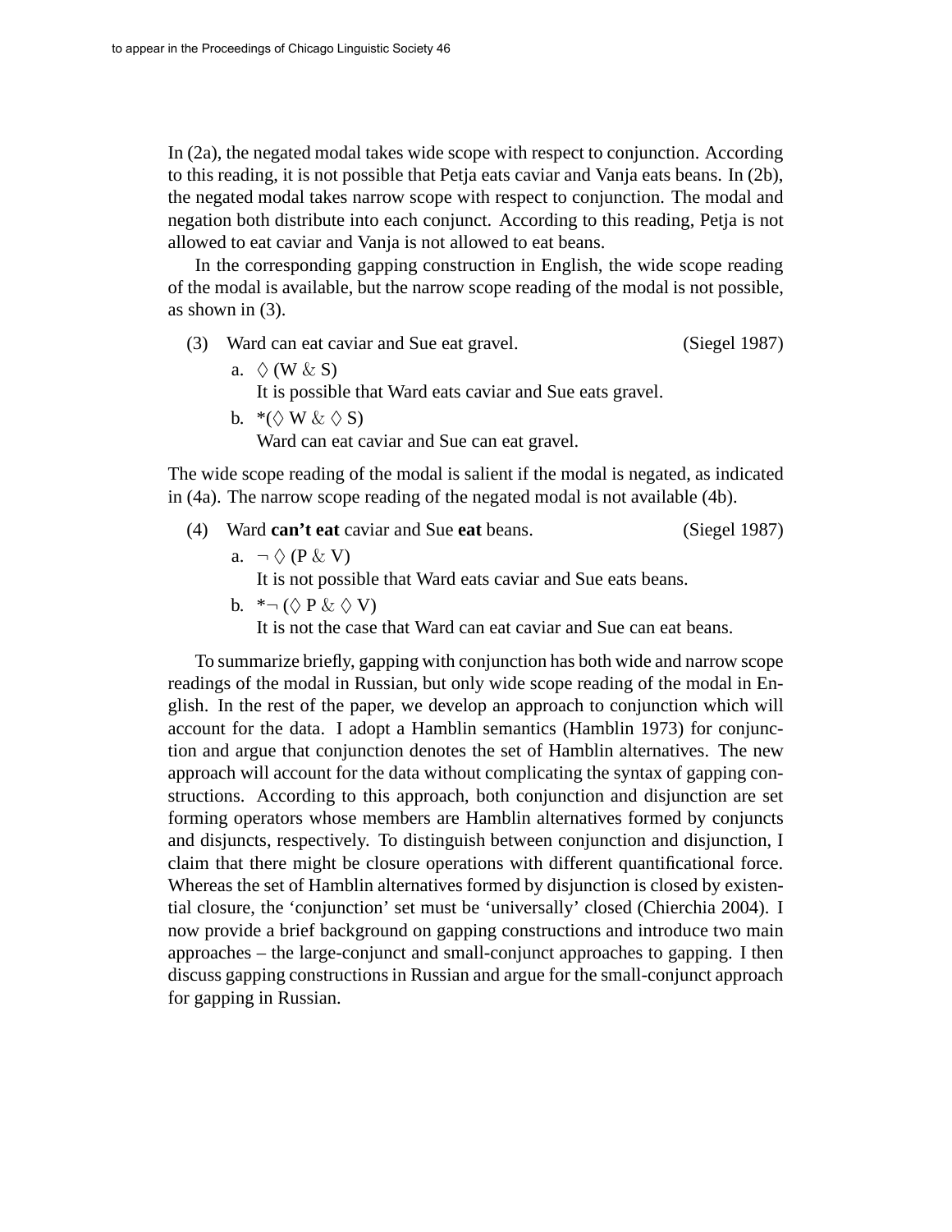In (2a), the negated modal takes wide scope with respect to conjunction. According to this reading, it is not possible that Petja eats caviar and Vanja eats beans. In (2b), the negated modal takes narrow scope with respect to conjunction. The modal and negation both distribute into each conjunct. According to this reading, Petja is not allowed to eat caviar and Vanja is not allowed to eat beans.

In the corresponding gapping construction in English, the wide scope reading of the modal is available, but the narrow scope reading of the modal is not possible, as shown in (3).

(3) Ward can eat caviar and Sue eat gravel. (Siegel 1987)

a. $\Diamond$ (W & S)
   It is possible that Ward eats caviar and Sue eats gravel.

b. *($\Diamond$ W & $\Diamond$ S)
   Ward can eat caviar and Sue can eat gravel.

The wide scope reading of the modal is salient if the modal is negated, as indicated in (4a). The narrow scope reading of the negated modal is not available (4b).

(4) Ward **can't eat** caviar and Sue **eat** beans. (Siegel 1987)

a. $\neg \Diamond$ (P & V)
   It is not possible that Ward eats caviar and Sue eats beans.

b. *$\neg$ ($\Diamond$ P & $\Diamond$ V)
   It is not the case that Ward can eat caviar and Sue can eat beans.

To summarize briefly, gapping with conjunction has both wide and narrow scope readings of the modal in Russian, but only wide scope reading of the modal in English. In the rest of the paper, we develop an approach to conjunction which will account for the data. I adopt a Hamblin semantics (Hamblin 1973) for conjunction and argue that conjunction denotes the set of Hamblin alternatives. The new approach will account for the data without complicating the syntax of gapping constructions. According to this approach, both conjunction and disjunction are set forming operators whose members are Hamblin alternatives formed by conjuncts and disjuncts, respectively. To distinguish between conjunction and disjunction, I claim that there might be closure operations with different quantificational force. Whereas the set of Hamblin alternatives formed by disjunction is closed by existential closure, the 'conjunction' set must be 'universally' closed (Chierchia 2004). I now provide a brief background on gapping constructions and introduce two main approaches – the large-conjunct and small-conjunct approaches to gapping. I then discuss gapping constructions in Russian and argue for the small-conjunct approach for gapping in Russian.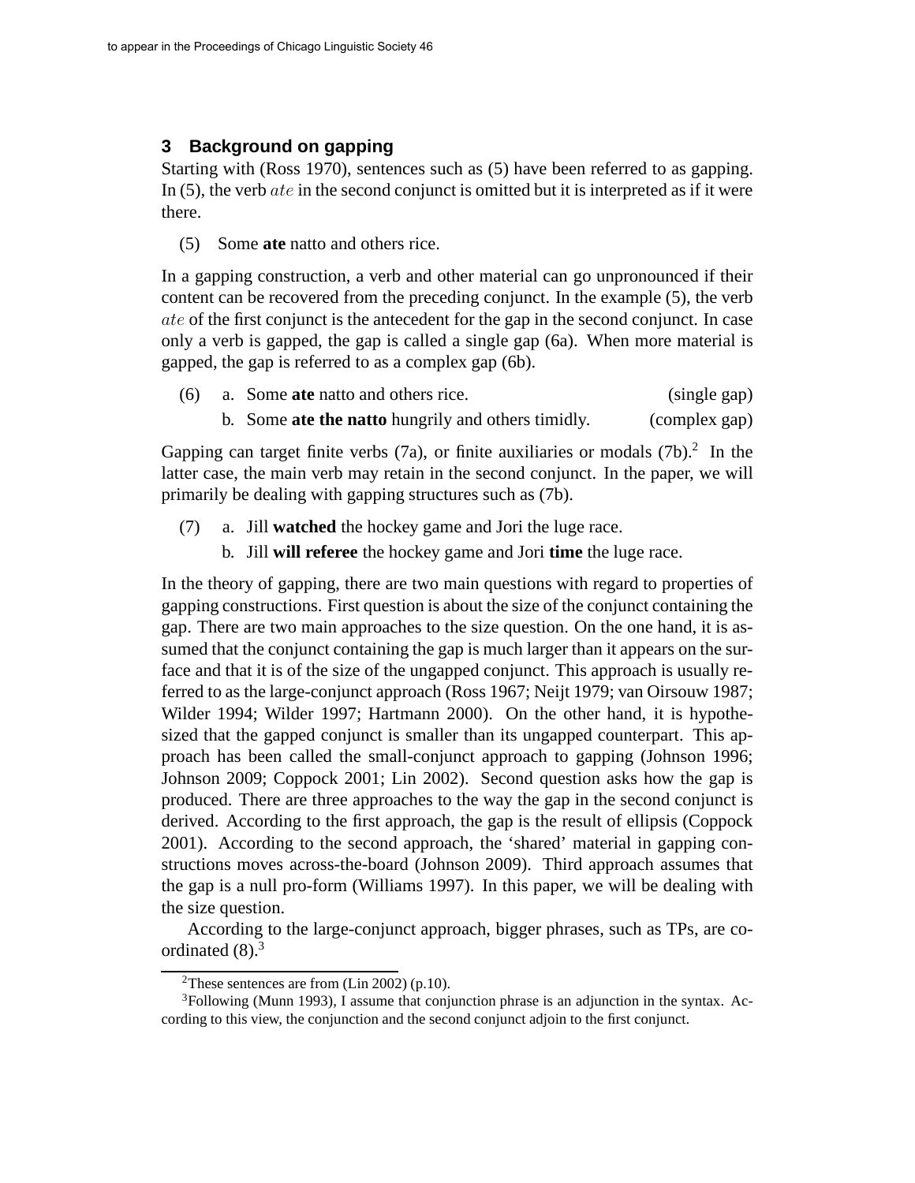## 3 Background on gapping

Starting with (Ross 1970), sentences such as (5) have been referred to as gapping. In (5), the verb *ate* in the second conjunct is omitted but it is interpreted as if it were there.

(5) Some **ate** natto and others rice.

In a gapping construction, a verb and other material can go unpronounced if their content can be recovered from the preceding conjunct. In the example (5), the verb *ate* of the first conjunct is the antecedent for the gap in the second conjunct. In case only a verb is gapped, the gap is called a single gap (6a). When more material is gapped, the gap is referred to as a complex gap (6b).

(6) a. Some **ate** natto and others rice. (single gap)

b. Some **ate the natto** hungrily and others timidly. (complex gap)

Gapping can target finite verbs (7a), or finite auxiliaries or modals (7b).[2] In the latter case, the main verb may retain in the second conjunct. In the paper, we will primarily be dealing with gapping structures such as (7b).

(7) a. Jill **watched** the hockey game and Jori the luge race.

b. Jill **will referee** the hockey game and Jori **time** the luge race.

In the theory of gapping, there are two main questions with regard to properties of gapping constructions. First question is about the size of the conjunct containing the gap. There are two main approaches to the size question. On the one hand, it is assumed that the conjunct containing the gap is much larger than it appears on the surface and that it is of the size of the ungapped conjunct. This approach is usually referred to as the large-conjunct approach (Ross 1967; Neijt 1979; van Oirsouw 1987; Wilder 1994; Wilder 1997; Hartmann 2000). On the other hand, it is hypothesized that the gapped conjunct is smaller than its ungapped counterpart. This approach has been called the small-conjunct approach to gapping (Johnson 1996; Johnson 2009; Coppock 2001; Lin 2002). Second question asks how the gap is produced. There are three approaches to the way the gap in the second conjunct is derived. According to the first approach, the gap is the result of ellipsis (Coppock 2001). According to the second approach, the 'shared' material in gapping constructions moves across-the-board (Johnson 2009). Third approach assumes that the gap is a null pro-form (Williams 1997). In this paper, we will be dealing with the size question.

According to the large-conjunct approach, bigger phrases, such as TPs, are coordinated (8).[3]

[2] These sentences are from (Lin 2002) (p.10).

[3] Following (Munn 1993), I assume that conjunction phrase is an adjunction in the syntax. According to this view, the conjunction and the second conjunct adjoin to the first conjunct.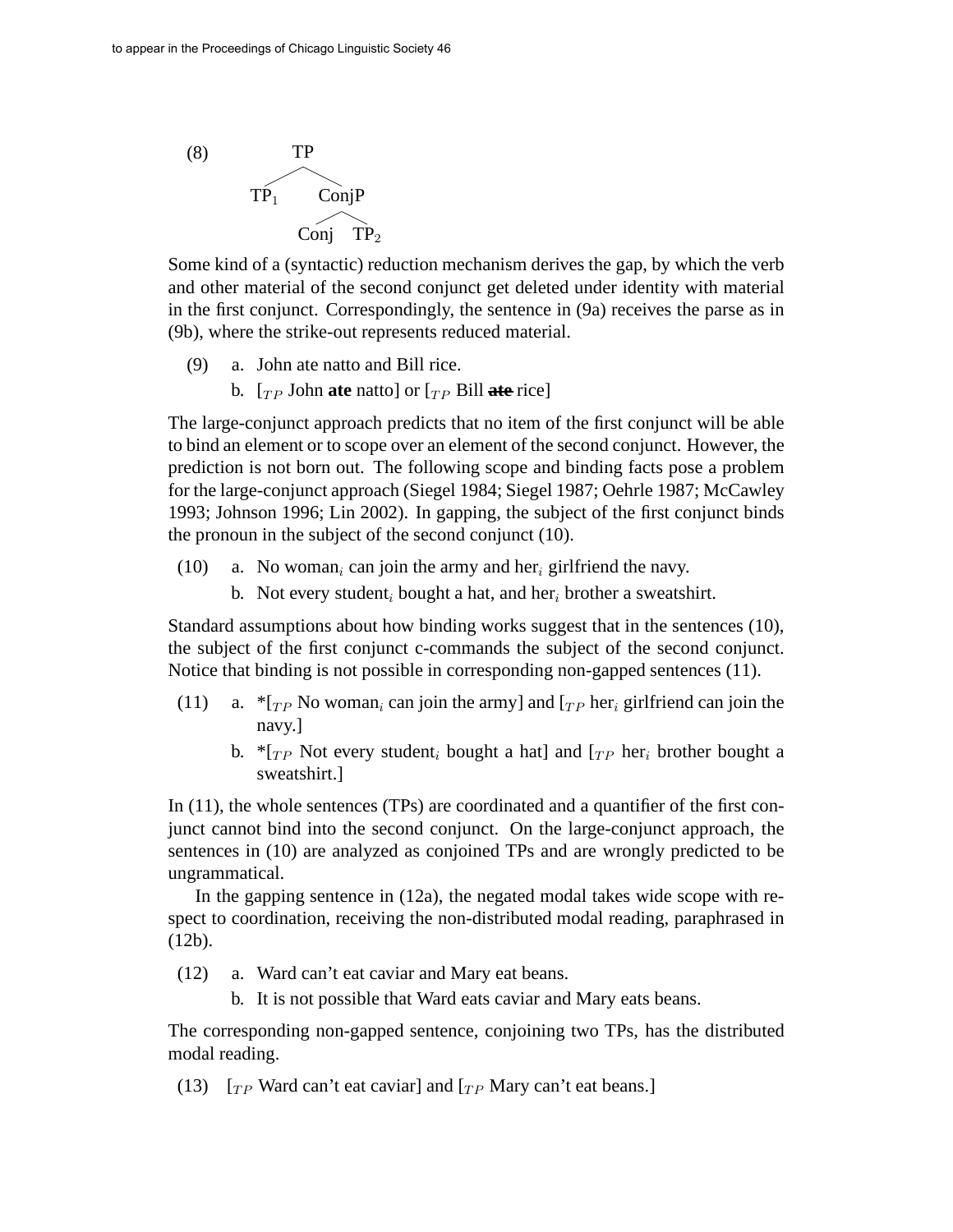(8)

```
        TP
       /  \
    TP₁    ConjP
           /   \
        Conj   TP₂
```

Some kind of a (syntactic) reduction mechanism derives the gap, by which the verb and other material of the second conjunct get deleted under identity with material in the first conjunct. Correspondingly, the sentence in (9a) receives the parse as in (9b), where the strike-out represents reduced material.

(9) a. John ate natto and Bill rice.

b. [$_{TP}$ John **ate** natto] or [$_{TP}$ Bill ~~**ate**~~ rice]

The large-conjunct approach predicts that no item of the first conjunct will be able to bind an element or to scope over an element of the second conjunct. However, the prediction is not born out. The following scope and binding facts pose a problem for the large-conjunct approach (Siegel 1984; Siegel 1987; Oehrle 1987; McCawley 1993; Johnson 1996; Lin 2002). In gapping, the subject of the first conjunct binds the pronoun in the subject of the second conjunct (10).

(10) a. No woman$_i$ can join the army and her$_i$ girlfriend the navy.

b. Not every student$_i$ bought a hat, and her$_i$ brother a sweatshirt.

Standard assumptions about how binding works suggest that in the sentences (10), the subject of the first conjunct c-commands the subject of the second conjunct. Notice that binding is not possible in corresponding non-gapped sentences (11).

(11) a. *[$_{TP}$ No woman$_i$ can join the army] and [$_{TP}$ her$_i$ girlfriend can join the navy.]

b. *[$_{TP}$ Not every student$_i$ bought a hat] and [$_{TP}$ her$_i$ brother bought a sweatshirt.]

In (11), the whole sentences (TPs) are coordinated and a quantifier of the first conjunct cannot bind into the second conjunct. On the large-conjunct approach, the sentences in (10) are analyzed as conjoined TPs and are wrongly predicted to be ungrammatical.

In the gapping sentence in (12a), the negated modal takes wide scope with respect to coordination, receiving the non-distributed modal reading, paraphrased in (12b).

(12) a. Ward can't eat caviar and Mary eat beans.

b. It is not possible that Ward eats caviar and Mary eats beans.

The corresponding non-gapped sentence, conjoining two TPs, has the distributed modal reading.

(13) [$_{TP}$ Ward can't eat caviar] and [$_{TP}$ Mary can't eat beans.]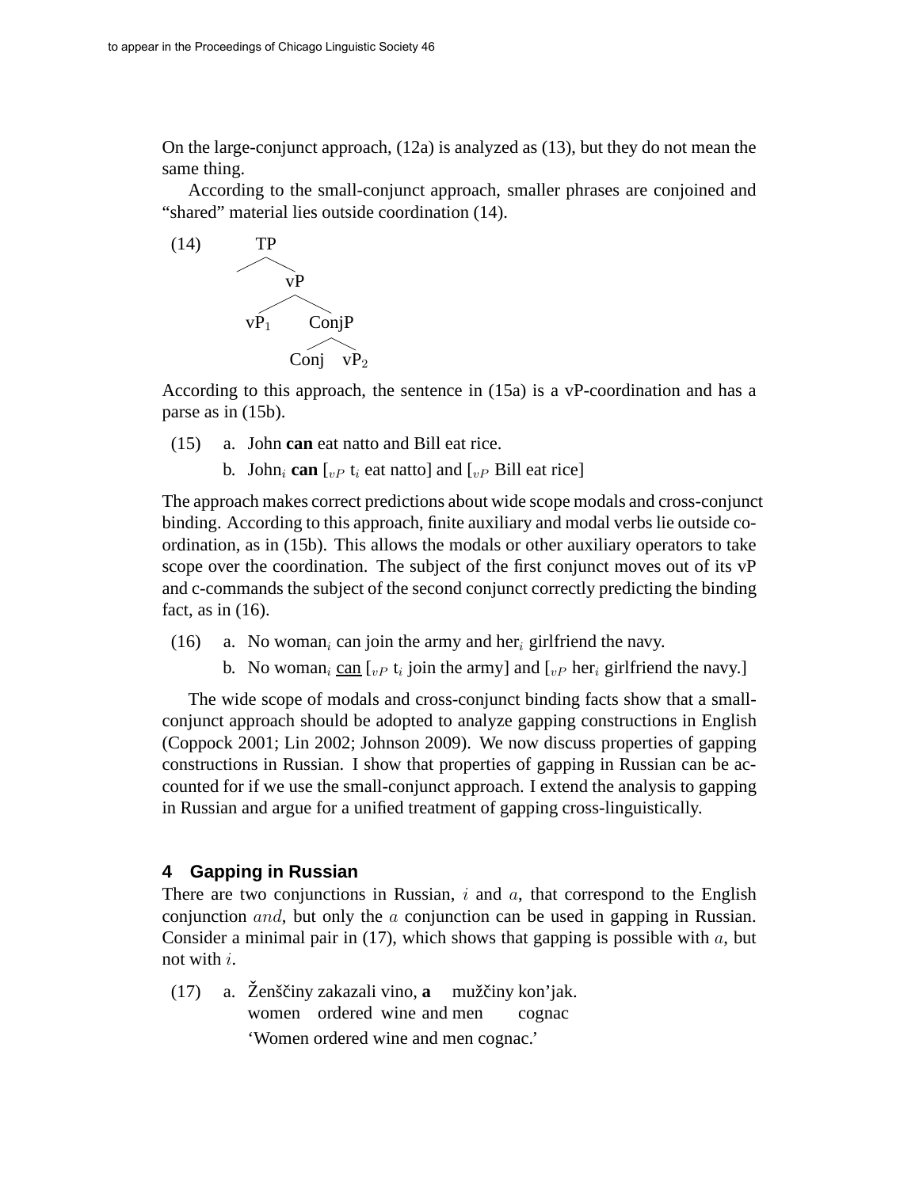On the large-conjunct approach, (12a) is analyzed as (13), but they do not mean the same thing.

According to the small-conjunct approach, smaller phrases are conjoined and "shared" material lies outside coordination (14).

(14)
```
        TP
       /  \
           vP
          /  \
       vP1    ConjP
              /   \
           Conj   vP2
```

According to this approach, the sentence in (15a) is a vP-coordination and has a parse as in (15b).

(15) a. John **can** eat natto and Bill eat rice.

b. John$_i$ **can** [$_{vP}$ t$_i$ eat natto] and [$_{vP}$ Bill eat rice]

The approach makes correct predictions about wide scope modals and cross-conjunct binding. According to this approach, finite auxiliary and modal verbs lie outside coordination, as in (15b). This allows the modals or other auxiliary operators to take scope over the coordination. The subject of the first conjunct moves out of its vP and c-commands the subject of the second conjunct correctly predicting the binding fact, as in (16).

(16) a. No woman$_i$ can join the army and her$_i$ girlfriend the navy.

b. No woman$_i$ <u>can</u> [$_{vP}$ t$_i$ join the army] and [$_{vP}$ her$_i$ girlfriend the navy.]

The wide scope of modals and cross-conjunct binding facts show that a small-conjunct approach should be adopted to analyze gapping constructions in English (Coppock 2001; Lin 2002; Johnson 2009). We now discuss properties of gapping constructions in Russian. I show that properties of gapping in Russian can be accounted for if we use the small-conjunct approach. I extend the analysis to gapping in Russian and argue for a unified treatment of gapping cross-linguistically.

## 4 Gapping in Russian

There are two conjunctions in Russian, *i* and *a*, that correspond to the English conjunction *and*, but only the *a* conjunction can be used in gapping in Russian. Consider a minimal pair in (17), which shows that gapping is possible with *a*, but not with *i*.

(17) a. Ženščiny zakazali vino, **a** mužčiny kon'jak.
women ordered wine and men cognac
'Women ordered wine and men cognac.'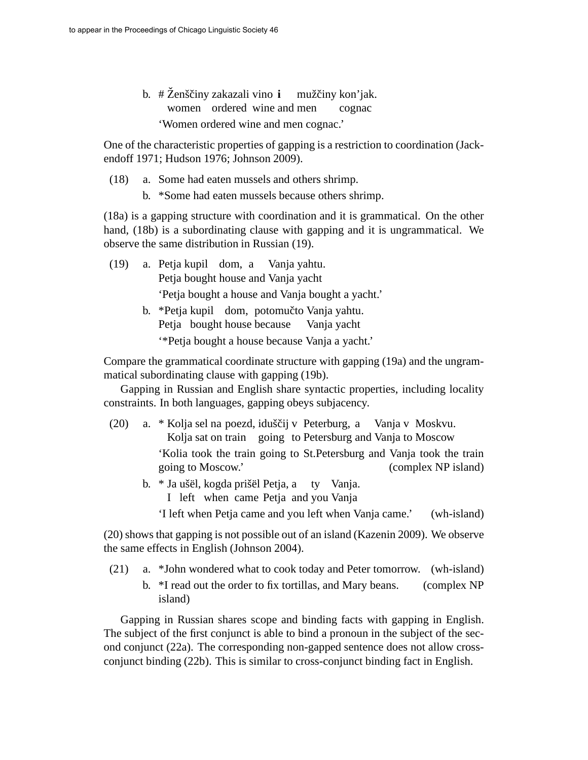b. # Ženščiny zakazali vino **i** mužčiny kon'jak.
   women ordered wine and men cognac
   'Women ordered wine and men cognac.'

One of the characteristic properties of gapping is a restriction to coordination (Jackendoff 1971; Hudson 1976; Johnson 2009).

(18) a. Some had eaten mussels and others shrimp.
     b. *Some had eaten mussels because others shrimp.

(18a) is a gapping structure with coordination and it is grammatical. On the other hand, (18b) is a subordinating clause with gapping and it is ungrammatical. We observe the same distribution in Russian (19).

(19) a. Petja kupil dom, a Vanja yahtu.
        Petja bought house and Vanja yacht
        'Petja bought a house and Vanja bought a yacht.'
     b. *Petja kupil dom, potomučto Vanja yahtu.
        Petja bought house because Vanja yacht
        '*Petja bought a house because Vanja a yacht.'

Compare the grammatical coordinate structure with gapping (19a) and the ungrammatical subordinating clause with gapping (19b).

Gapping in Russian and English share syntactic properties, including locality constraints. In both languages, gapping obeys subjacency.

(20) a. * Kolja sel na poezd, iduščij v Peterburg, a Vanja v Moskvu.
          Kolja sat on train going to Petersburg and Vanja to Moscow
        'Kolia took the train going to St.Petersburg and Vanja took the train going to Moscow.' (complex NP island)
     b. * Ja ušël, kogda prišël Petja, a ty Vanja.
          I left when came Petja and you Vanja
        'I left when Petja came and you left when Vanja came.' (wh-island)

(20) shows that gapping is not possible out of an island (Kazenin 2009). We observe the same effects in English (Johnson 2004).

(21) a. *John wondered what to cook today and Peter tomorrow. (wh-island)
     b. *I read out the order to fix tortillas, and Mary beans. (complex NP island)

Gapping in Russian shares scope and binding facts with gapping in English. The subject of the first conjunct is able to bind a pronoun in the subject of the second conjunct (22a). The corresponding non-gapped sentence does not allow cross-conjunct binding (22b). This is similar to cross-conjunct binding fact in English.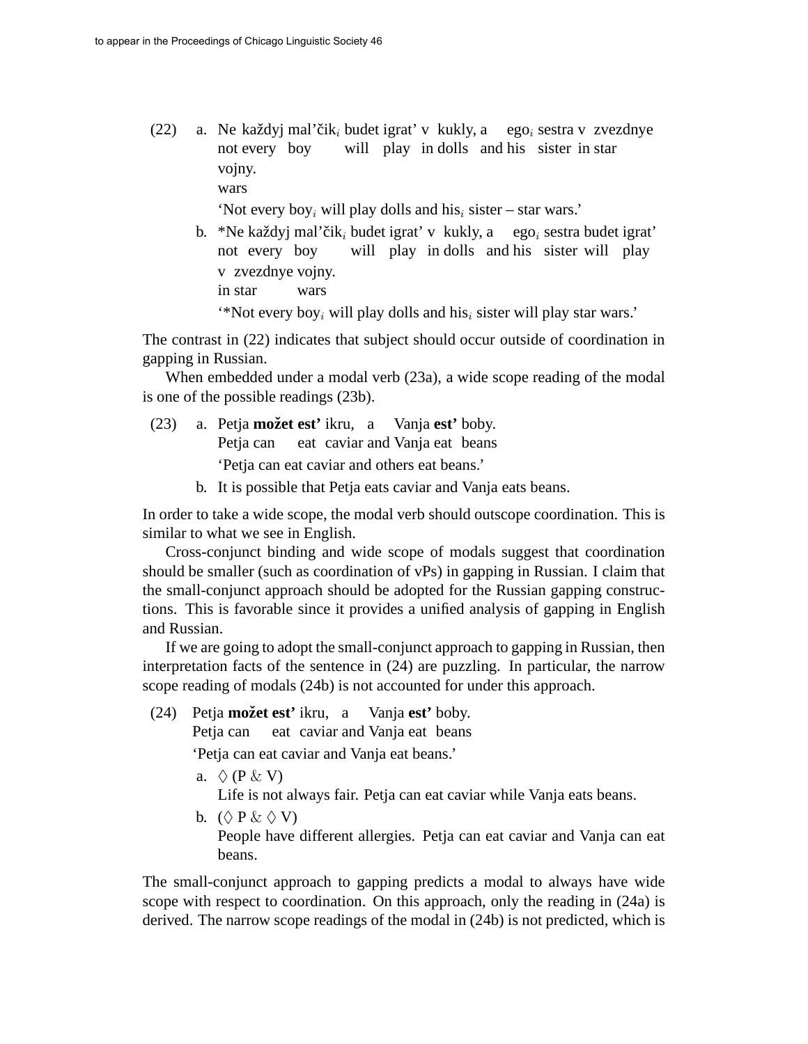(22) a. Ne každyj mal'čik$_i$ budet igrat' v kukly, a ego$_i$ sestra v zvezdnye vojny.
not every boy will play in dolls and his sister in star wars
'Not every boy$_i$ will play dolls and his$_i$ sister – star wars.'

b. *Ne každyj mal'čik$_i$ budet igrat' v kukly, a ego$_i$ sestra budet igrat' v zvezdnye vojny.
not every boy will play in dolls and his sister will play in star wars
'*Not every boy$_i$ will play dolls and his$_i$ sister will play star wars.'

The contrast in (22) indicates that subject should occur outside of coordination in gapping in Russian.

When embedded under a modal verb (23a), a wide scope reading of the modal is one of the possible readings (23b).

(23) a. Petja **možet est'** ikru, a Vanja **est'** boby.
Petja can eat caviar and Vanja eat beans
'Petja can eat caviar and others eat beans.'

b. It is possible that Petja eats caviar and Vanja eats beans.

In order to take a wide scope, the modal verb should outscope coordination. This is similar to what we see in English.

Cross-conjunct binding and wide scope of modals suggest that coordination should be smaller (such as coordination of vPs) in gapping in Russian. I claim that the small-conjunct approach should be adopted for the Russian gapping constructions. This is favorable since it provides a unified analysis of gapping in English and Russian.

If we are going to adopt the small-conjunct approach to gapping in Russian, then interpretation facts of the sentence in (24) are puzzling. In particular, the narrow scope reading of modals (24b) is not accounted for under this approach.

(24) Petja **možet est'** ikru, a Vanja **est'** boby.
Petja can eat caviar and Vanja eat beans
'Petja can eat caviar and Vanja eat beans.'

a. $\Diamond$ (P & V)
Life is not always fair. Petja can eat caviar while Vanja eats beans.

b. ($\Diamond$ P & $\Diamond$ V)
People have different allergies. Petja can eat caviar and Vanja can eat beans.

The small-conjunct approach to gapping predicts a modal to always have wide scope with respect to coordination. On this approach, only the reading in (24a) is derived. The narrow scope readings of the modal in (24b) is not predicted, which is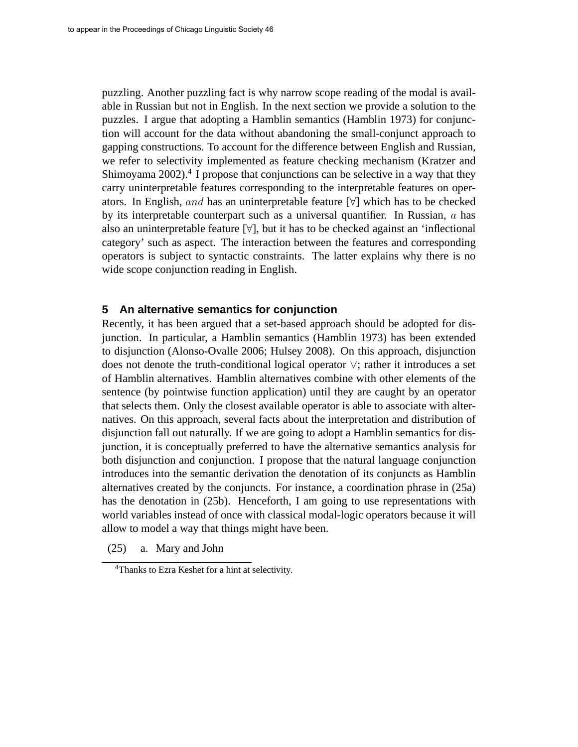puzzling. Another puzzling fact is why narrow scope reading of the modal is available in Russian but not in English. In the next section we provide a solution to the puzzles. I argue that adopting a Hamblin semantics (Hamblin 1973) for conjunction will account for the data without abandoning the small-conjunct approach to gapping constructions. To account for the difference between English and Russian, we refer to selectivity implemented as feature checking mechanism (Kratzer and Shimoyama 2002).[4] I propose that conjunctions can be selective in a way that they carry uninterpretable features corresponding to the interpretable features on operators. In English, $and$ has an uninterpretable feature [∀] which has to be checked by its interpretable counterpart such as a universal quantifier. In Russian, $a$ has also an uninterpretable feature [∀], but it has to be checked against an 'inflectional category' such as aspect. The interaction between the features and corresponding operators is subject to syntactic constraints. The latter explains why there is no wide scope conjunction reading in English.

## 5 An alternative semantics for conjunction

Recently, it has been argued that a set-based approach should be adopted for disjunction. In particular, a Hamblin semantics (Hamblin 1973) has been extended to disjunction (Alonso-Ovalle 2006; Hulsey 2008). On this approach, disjunction does not denote the truth-conditional logical operator $\vee$; rather it introduces a set of Hamblin alternatives. Hamblin alternatives combine with other elements of the sentence (by pointwise function application) until they are caught by an operator that selects them. Only the closest available operator is able to associate with alternatives. On this approach, several facts about the interpretation and distribution of disjunction fall out naturally. If we are going to adopt a Hamblin semantics for disjunction, it is conceptually preferred to have the alternative semantics analysis for both disjunction and conjunction. I propose that the natural language conjunction introduces into the semantic derivation the denotation of its conjuncts as Hamblin alternatives created by the conjuncts. For instance, a coordination phrase in (25a) has the denotation in (25b). Henceforth, I am going to use representations with world variables instead of once with classical modal-logic operators because it will allow to model a way that things might have been.

(25) a. Mary and John

[4] Thanks to Ezra Keshet for a hint at selectivity.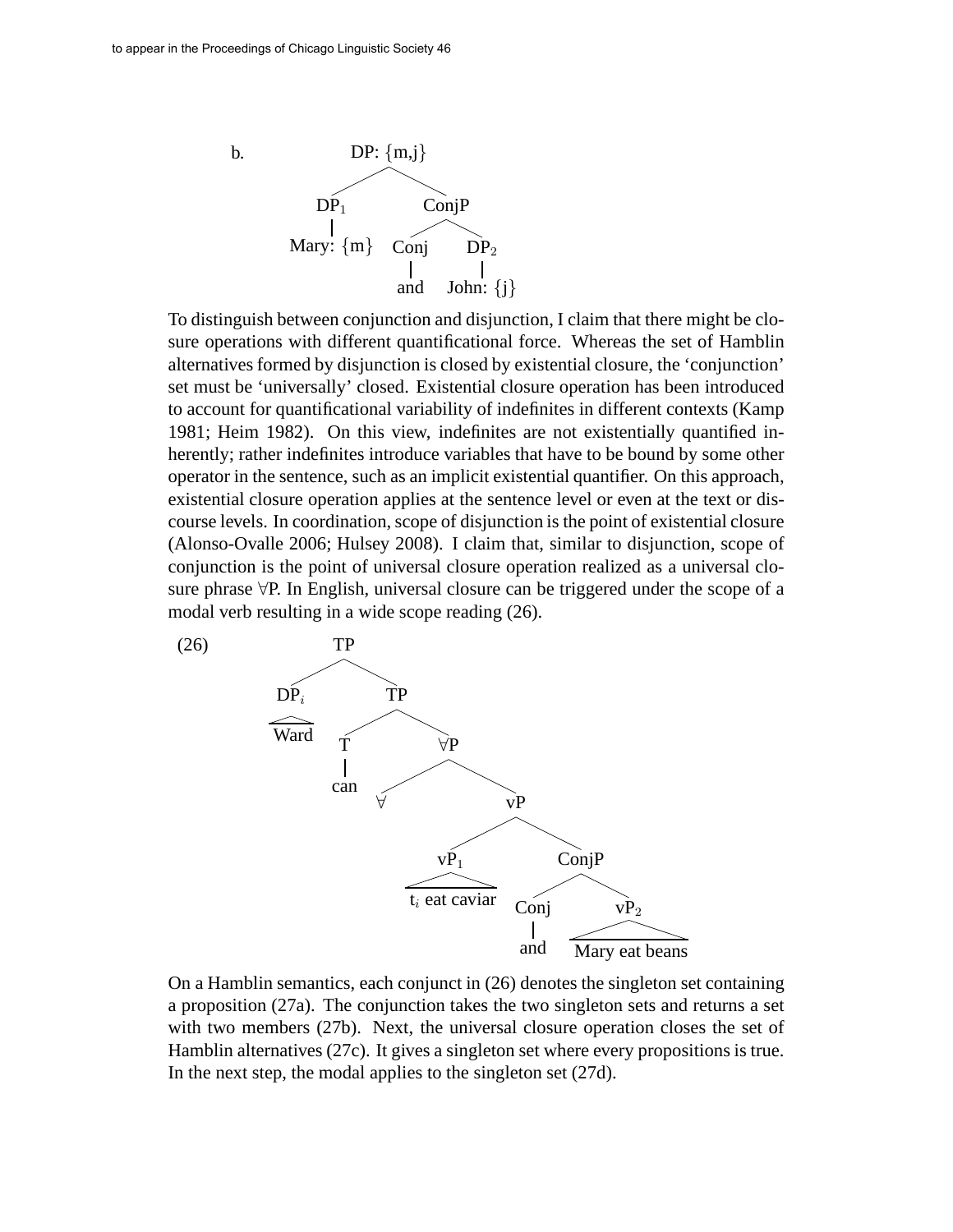b. 

```
                DP: {m,j}
               /         \
          DP_1            ConjP
           |             /     \
      Mary: {m}       Conj     DP_2
                        |        |
                       and    John: {j}
```

To distinguish between conjunction and disjunction, I claim that there might be closure operations with different quantificational force. Whereas the set of Hamblin alternatives formed by disjunction is closed by existential closure, the 'conjunction' set must be 'universally' closed. Existential closure operation has been introduced to account for quantificational variability of indefinites in different contexts (Kamp 1981; Heim 1982). On this view, indefinites are not existentially quantified inherently; rather indefinites introduce variables that have to be bound by some other operator in the sentence, such as an implicit existential quantifier. On this approach, existential closure operation applies at the sentence level or even at the text or discourse levels. In coordination, scope of disjunction is the point of existential closure (Alonso-Ovalle 2006; Hulsey 2008). I claim that, similar to disjunction, scope of conjunction is the point of universal closure operation realized as a universal closure phrase $\forall$P. In English, universal closure can be triggered under the scope of a modal verb resulting in a wide scope reading (26).

(26)

```
          TP
         /  \
     DP_i    TP
      |     /  \
    Ward   T    ∀P
           |   /  \
          can ∀    vP
                  /   \
              vP_1     ConjP
                |      /    \
       t_i eat caviar Conj   vP_2
                       |       |
                      and  Mary eat beans
```

On a Hamblin semantics, each conjunct in (26) denotes the singleton set containing a proposition (27a). The conjunction takes the two singleton sets and returns a set with two members (27b). Next, the universal closure operation closes the set of Hamblin alternatives (27c). It gives a singleton set where every propositions is true. In the next step, the modal applies to the singleton set (27d).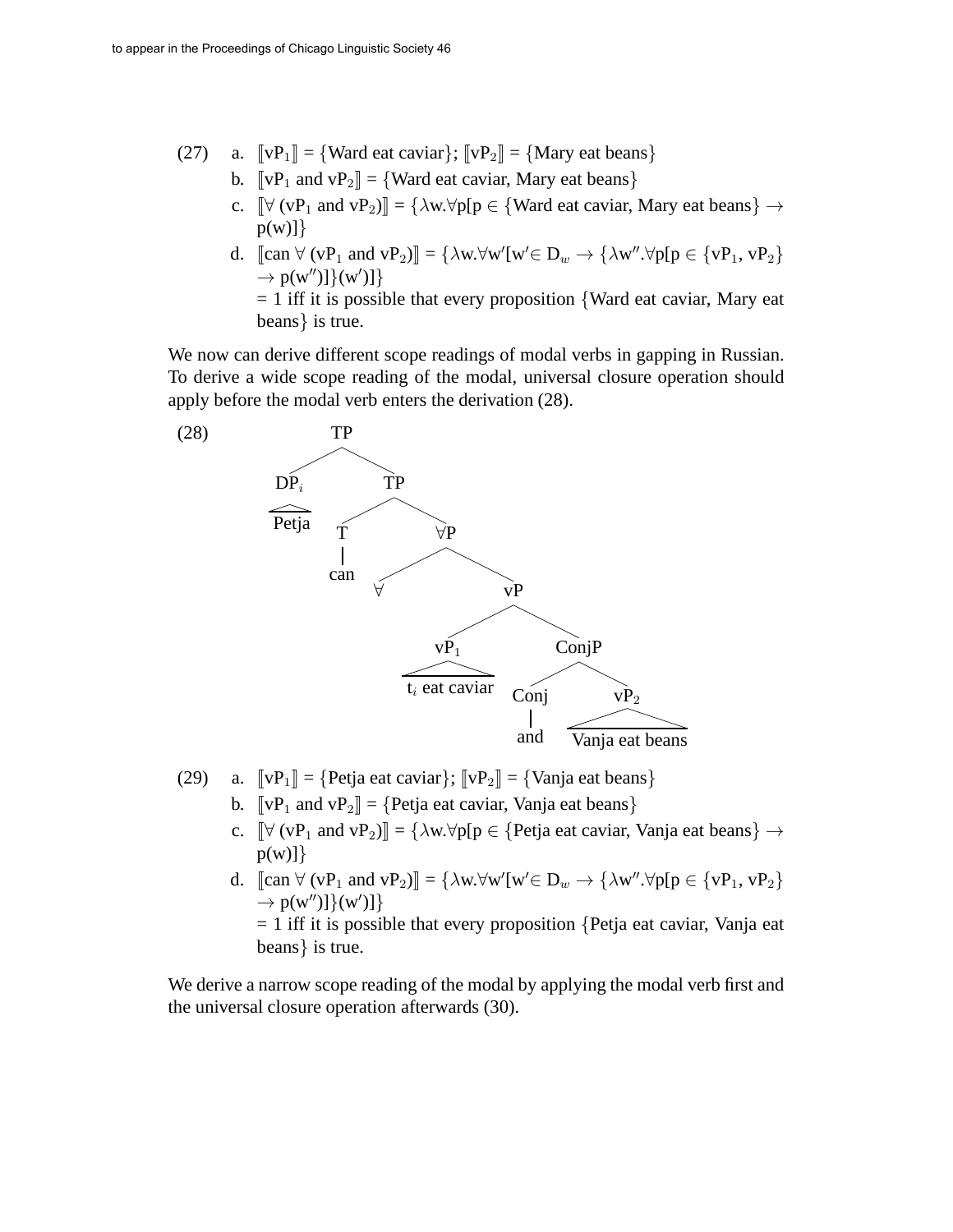(27) a. $[\![\text{vP}_1]\!]$ = {Ward eat caviar}; $[\![\text{vP}_2]\!]$ = {Mary eat beans}

b. $[\![\text{vP}_1 \text{ and vP}_2]\!]$ = {Ward eat caviar, Mary eat beans}

c. $[\![\forall\ (\text{vP}_1 \text{ and vP}_2)]\!] = \{\lambda w.\forall p[p \in \{\text{Ward eat caviar, Mary eat beans}\} \rightarrow p(w)]\}$

d. $[\![\text{can}\ \forall\ (\text{vP}_1 \text{ and vP}_2)]\!] = \{\lambda w.\forall w'[w' \in D_w \rightarrow \{\lambda w''.\forall p[p \in \{\text{vP}_1, \text{vP}_2\} \rightarrow p(w'')]\}(w')]\}$
= 1 iff it is possible that every proposition {Ward eat caviar, Mary eat beans} is true.

We now can derive different scope readings of modal verbs in gapping in Russian. To derive a wide scope reading of the modal, universal closure operation should apply before the modal verb enters the derivation (28).

(28) [TP [DP$_i$ Petja] [TP [T can] [∀P ∀ [vP [vP$_1$ t$_i$ eat caviar] [ConjP [Conj and] [vP$_2$ Vanja eat beans]]]]]]

(29) a. $[\![\text{vP}_1]\!]$ = {Petja eat caviar}; $[\![\text{vP}_2]\!]$ = {Vanja eat beans}

b. $[\![\text{vP}_1 \text{ and vP}_2]\!]$ = {Petja eat caviar, Vanja eat beans}

c. $[\![\forall\ (\text{vP}_1 \text{ and vP}_2)]\!] = \{\lambda w.\forall p[p \in \{\text{Petja eat caviar, Vanja eat beans}\} \rightarrow p(w)]\}$

d. $[\![\text{can}\ \forall\ (\text{vP}_1 \text{ and vP}_2)]\!] = \{\lambda w.\forall w'[w' \in D_w \rightarrow \{\lambda w''.\forall p[p \in \{\text{vP}_1, \text{vP}_2\} \rightarrow p(w'')]\}(w')]\}$
= 1 iff it is possible that every proposition {Petja eat caviar, Vanja eat beans} is true.

We derive a narrow scope reading of the modal by applying the modal verb first and the universal closure operation afterwards (30).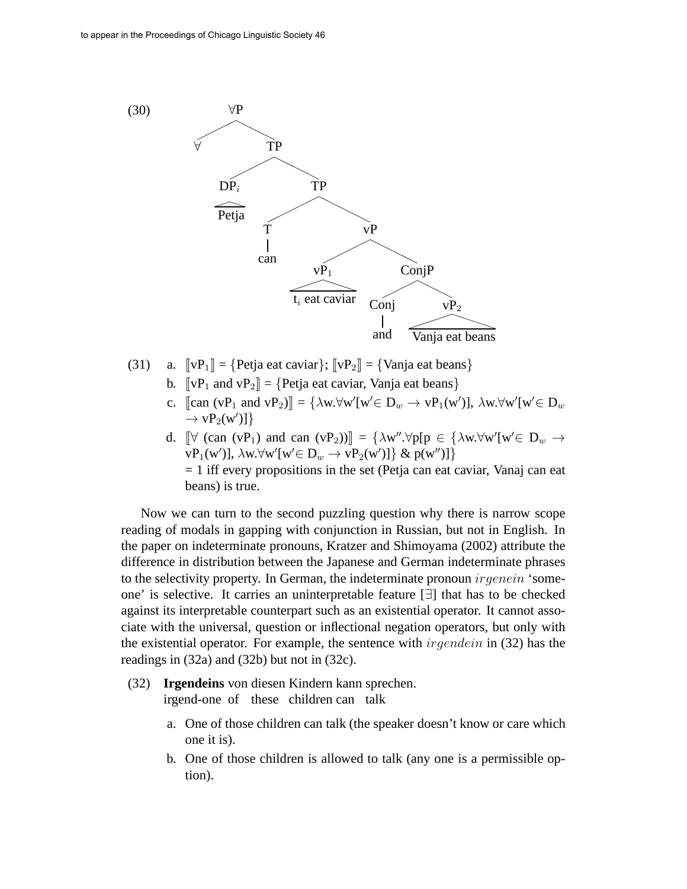(30) [syntactic tree]

```
∀P
├── ∀
└── TP
    ├── DP_i
    │   └── Petja
    └── TP
        ├── T
        │   └── can
        └── vP
            ├── vP1
            │   └── t_i eat caviar
            └── ConjP
                ├── Conj
                │   └── and
                └── vP2
                    └── Vanja eat beans
```

(31)
a. $[\![\text{vP}_1]\!] = \{\text{Petja eat caviar}\}$; $[\![\text{vP}_2]\!] = \{\text{Vanja eat beans}\}$

b. $[\![\text{vP}_1 \text{ and vP}_2]\!] = \{\text{Petja eat caviar, Vanja eat beans}\}$

c. $[\![\text{can (vP}_1 \text{ and vP}_2)]\!] = \{\lambda w.\forall w'[w' \in D_w \rightarrow \text{vP}_1(w')], \lambda w.\forall w'[w' \in D_w \rightarrow \text{vP}_2(w')]\}$

d. $[\![\forall \text{ (can (vP}_1) \text{ and can (vP}_2))]\!] = \{\lambda w''.\forall p[p \in \{\lambda w.\forall w'[w' \in D_w \rightarrow \text{vP}_1(w')], \lambda w.\forall w'[w' \in D_w \rightarrow \text{vP}_2(w')]\} \;\&\; p(w'')]\}$
= 1 iff every propositions in the set (Petja can eat caviar, Vanaj can eat beans) is true.

Now we can turn to the second puzzling question why there is narrow scope reading of modals in gapping with conjunction in Russian, but not in English. In the paper on indeterminate pronouns, Kratzer and Shimoyama (2002) attribute the difference in distribution between the Japanese and German indeterminate phrases to the selectivity property. In German, the indeterminate pronoun *irgenein* 'someone' is selective. It carries an uninterpretable feature [∃] that has to be checked against its interpretable counterpart such as an existential operator. It cannot associate with the universal, question or inflectional negation operators, but only with the existential operator. For example, the sentence with *irgendein* in (32) has the readings in (32a) and (32b) but not in (32c).

(32) **Irgendeins** von diesen Kindern kann sprechen.
irgend-one of these children can talk

a. One of those children can talk (the speaker doesn't know or care which one it is).

b. One of those children is allowed to talk (any one is a permissible option).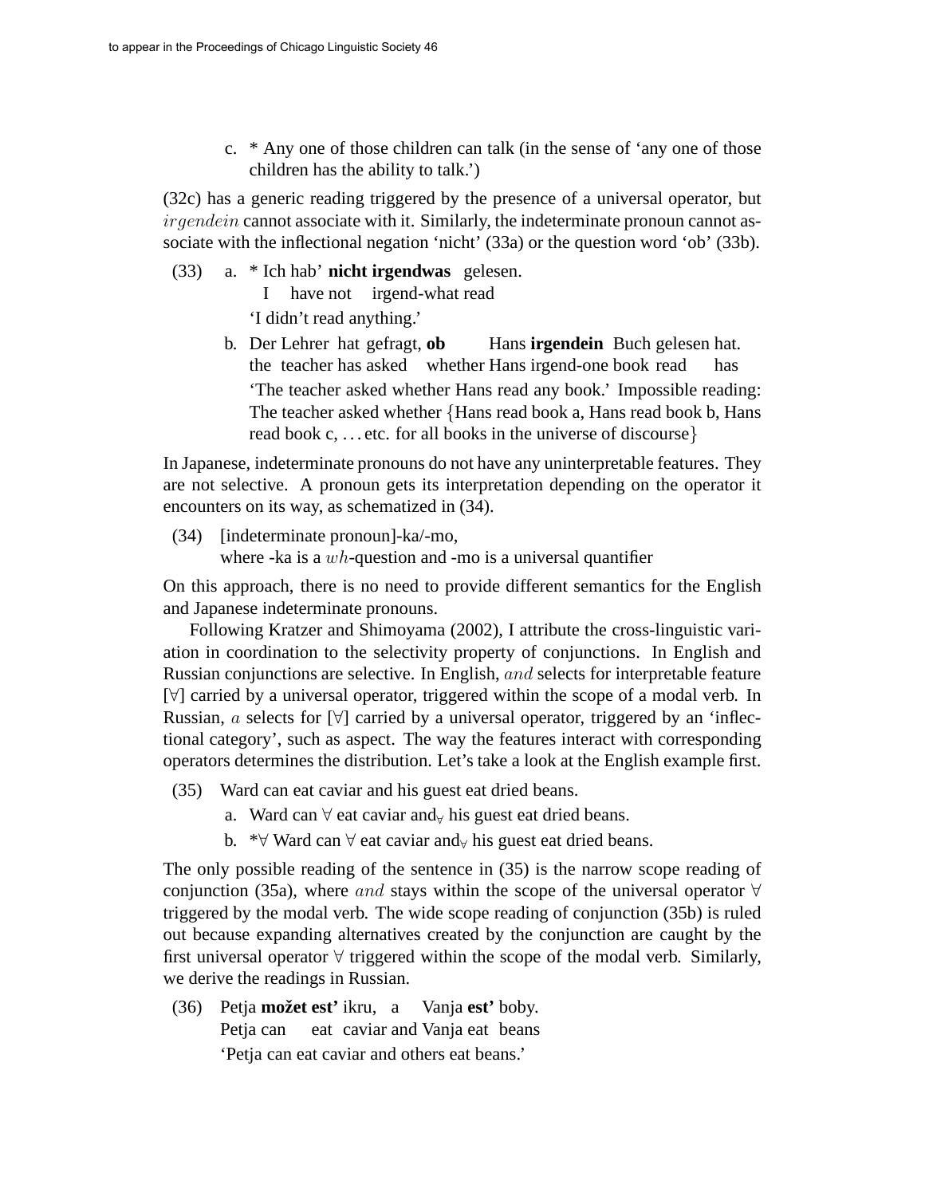c. * Any one of those children can talk (in the sense of 'any one of those children has the ability to talk.')

(32c) has a generic reading triggered by the presence of a universal operator, but *irgendein* cannot associate with it. Similarly, the indeterminate pronoun cannot associate with the inflectional negation 'nicht' (33a) or the question word 'ob' (33b).

(33) a. * Ich hab' **nicht irgendwas** gelesen.
I have not irgend-what read
'I didn't read anything.'

b. Der Lehrer hat gefragt, **ob** Hans **irgendein** Buch gelesen hat.
the teacher has asked whether Hans irgend-one book read has
'The teacher asked whether Hans read any book.' Impossible reading: The teacher asked whether {Hans read book a, Hans read book b, Hans read book c, ... etc. for all books in the universe of discourse}

In Japanese, indeterminate pronouns do not have any uninterpretable features. They are not selective. A pronoun gets its interpretation depending on the operator it encounters on its way, as schematized in (34).

(34) [indeterminate pronoun]-ka/-mo,
where -ka is a *wh*-question and -mo is a universal quantifier

On this approach, there is no need to provide different semantics for the English and Japanese indeterminate pronouns.

Following Kratzer and Shimoyama (2002), I attribute the cross-linguistic variation in coordination to the selectivity property of conjunctions. In English and Russian conjunctions are selective. In English, *and* selects for interpretable feature [$\forall$] carried by a universal operator, triggered within the scope of a modal verb. In Russian, *a* selects for [$\forall$] carried by a universal operator, triggered by an 'inflectional category', such as aspect. The way the features interact with corresponding operators determines the distribution. Let's take a look at the English example first.

(35) Ward can eat caviar and his guest eat dried beans.

a. Ward can $\forall$ eat caviar and$_\forall$ his guest eat dried beans.

b. *$\forall$ Ward can $\forall$ eat caviar and$_\forall$ his guest eat dried beans.

The only possible reading of the sentence in (35) is the narrow scope reading of conjunction (35a), where *and* stays within the scope of the universal operator $\forall$ triggered by the modal verb. The wide scope reading of conjunction (35b) is ruled out because expanding alternatives created by the conjunction are caught by the first universal operator $\forall$ triggered within the scope of the modal verb. Similarly, we derive the readings in Russian.

(36) Petja **možet est'** ikru, a Vanja **est'** boby.
Petja can eat caviar and Vanja eat beans
'Petja can eat caviar and others eat beans.'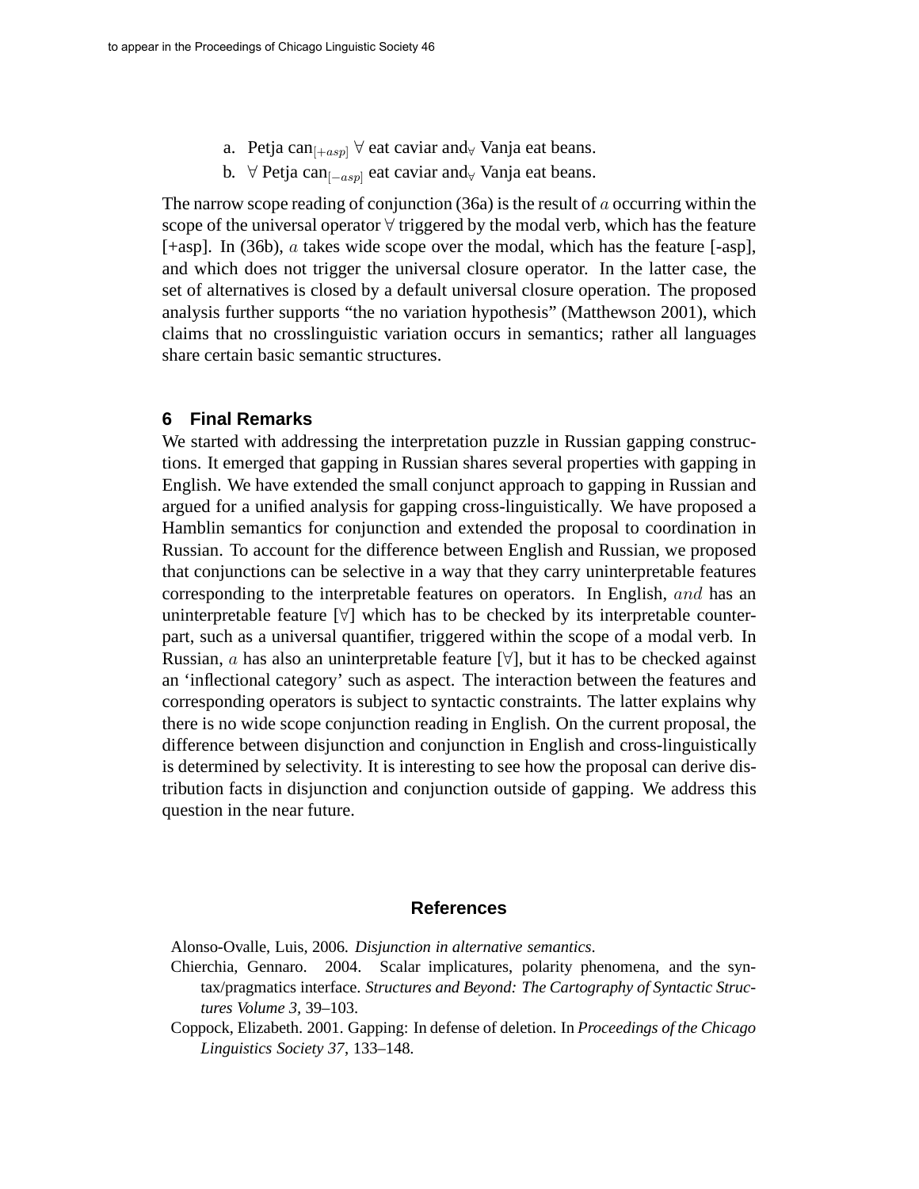a. Petja can$_{[+asp]}$ $\forall$ eat caviar and$_{\forall}$ Vanja eat beans.

b. $\forall$ Petja can$_{[-asp]}$ eat caviar and$_{\forall}$ Vanja eat beans.

The narrow scope reading of conjunction (36a) is the result of $a$ occurring within the scope of the universal operator $\forall$ triggered by the modal verb, which has the feature [+asp]. In (36b), $a$ takes wide scope over the modal, which has the feature [-asp], and which does not trigger the universal closure operator. In the latter case, the set of alternatives is closed by a default universal closure operation. The proposed analysis further supports "the no variation hypothesis" (Matthewson 2001), which claims that no crosslinguistic variation occurs in semantics; rather all languages share certain basic semantic structures.

## 6 Final Remarks

We started with addressing the interpretation puzzle in Russian gapping constructions. It emerged that gapping in Russian shares several properties with gapping in English. We have extended the small conjunct approach to gapping in Russian and argued for a unified analysis for gapping cross-linguistically. We have proposed a Hamblin semantics for conjunction and extended the proposal to coordination in Russian. To account for the difference between English and Russian, we proposed that conjunctions can be selective in a way that they carry uninterpretable features corresponding to the interpretable features on operators. In English, $and$ has an uninterpretable feature [$\forall$] which has to be checked by its interpretable counterpart, such as a universal quantifier, triggered within the scope of a modal verb. In Russian, $a$ has also an uninterpretable feature [$\forall$], but it has to be checked against an 'inflectional category' such as aspect. The interaction between the features and corresponding operators is subject to syntactic constraints. The latter explains why there is no wide scope conjunction reading in English. On the current proposal, the difference between disjunction and conjunction in English and cross-linguistically is determined by selectivity. It is interesting to see how the proposal can derive distribution facts in disjunction and conjunction outside of gapping. We address this question in the near future.

## References

Alonso-Ovalle, Luis, 2006. *Disjunction in alternative semantics*.

Chierchia, Gennaro. 2004. Scalar implicatures, polarity phenomena, and the syntax/pragmatics interface. *Structures and Beyond: The Cartography of Syntactic Structures Volume 3*, 39–103.

Coppock, Elizabeth. 2001. Gapping: In defense of deletion. In *Proceedings of the Chicago Linguistics Society 37*, 133–148.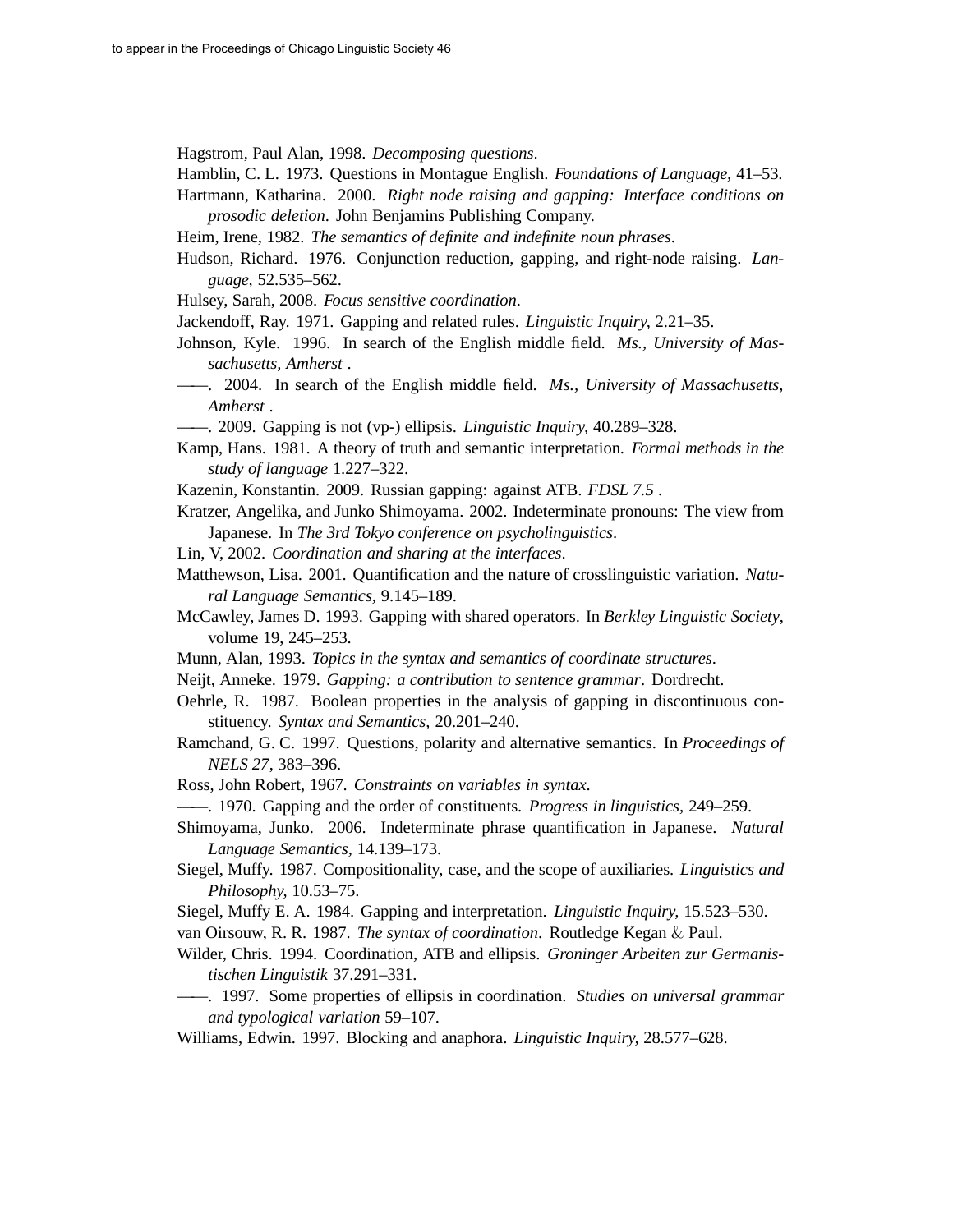Hagstrom, Paul Alan, 1998. *Decomposing questions*.

Hamblin, C. L. 1973. Questions in Montague English. *Foundations of Language*, 41–53.

Hartmann, Katharina. 2000. *Right node raising and gapping: Interface conditions on prosodic deletion*. John Benjamins Publishing Company.

Heim, Irene, 1982. *The semantics of definite and indefinite noun phrases*.

Hudson, Richard. 1976. Conjunction reduction, gapping, and right-node raising. *Language*, 52.535–562.

Hulsey, Sarah, 2008. *Focus sensitive coordination*.

Jackendoff, Ray. 1971. Gapping and related rules. *Linguistic Inquiry*, 2.21–35.

Johnson, Kyle. 1996. In search of the English middle field. *Ms., University of Massachusetts, Amherst* .

——. 2004. In search of the English middle field. *Ms., University of Massachusetts, Amherst* .

——. 2009. Gapping is not (vp-) ellipsis. *Linguistic Inquiry*, 40.289–328.

Kamp, Hans. 1981. A theory of truth and semantic interpretation. *Formal methods in the study of language* 1.227–322.

Kazenin, Konstantin. 2009. Russian gapping: against ATB. *FDSL 7.5* .

Kratzer, Angelika, and Junko Shimoyama. 2002. Indeterminate pronouns: The view from Japanese. In *The 3rd Tokyo conference on psycholinguistics*.

Lin, V, 2002. *Coordination and sharing at the interfaces*.

Matthewson, Lisa. 2001. Quantification and the nature of crosslinguistic variation. *Natural Language Semantics*, 9.145–189.

McCawley, James D. 1993. Gapping with shared operators. In *Berkley Linguistic Society*, volume 19, 245–253.

Munn, Alan, 1993. *Topics in the syntax and semantics of coordinate structures*.

Neijt, Anneke. 1979. *Gapping: a contribution to sentence grammar*. Dordrecht.

Oehrle, R. 1987. Boolean properties in the analysis of gapping in discontinuous constituency. *Syntax and Semantics*, 20.201–240.

Ramchand, G. C. 1997. Questions, polarity and alternative semantics. In *Proceedings of NELS 27*, 383–396.

Ross, John Robert, 1967. *Constraints on variables in syntax*.

——. 1970. Gapping and the order of constituents. *Progress in linguistics*, 249–259.

Shimoyama, Junko. 2006. Indeterminate phrase quantification in Japanese. *Natural Language Semantics*, 14.139–173.

Siegel, Muffy. 1987. Compositionality, case, and the scope of auxiliaries. *Linguistics and Philosophy*, 10.53–75.

Siegel, Muffy E. A. 1984. Gapping and interpretation. *Linguistic Inquiry*, 15.523–530.

van Oirsouw, R. R. 1987. *The syntax of coordination*. Routledge Kegan & Paul.

Wilder, Chris. 1994. Coordination, ATB and ellipsis. *Groninger Arbeiten zur Germanistischen Linguistik* 37.291–331.

——. 1997. Some properties of ellipsis in coordination. *Studies on universal grammar and typological variation* 59–107.

Williams, Edwin. 1997. Blocking and anaphora. *Linguistic Inquiry*, 28.577–628.